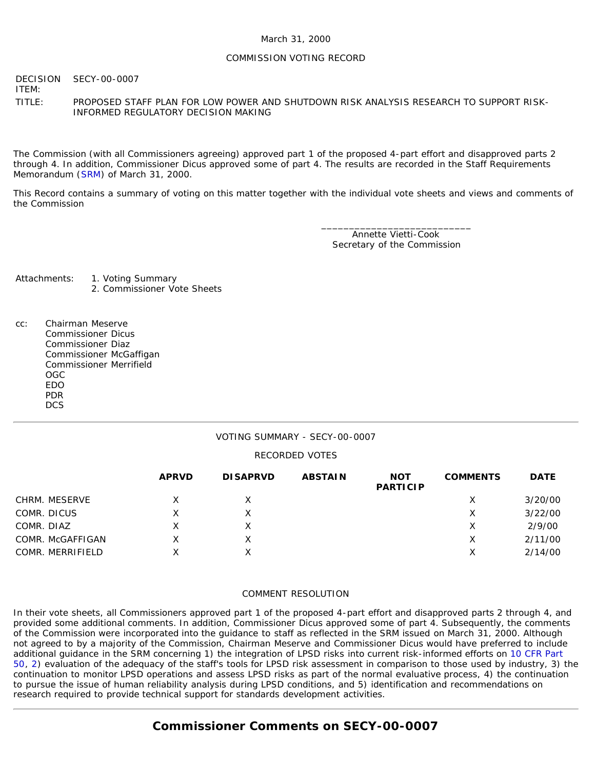March 31, 2000

COMMISSION VOTING RECORD

DECISION ITEM: SECY-00-0007

TITLE: PROPOSED STAFF PLAN FOR LOW POWER AND SHUTDOWN RISK ANALYSIS RESEARCH TO SUPPORT RISK-INFORMED REGULATORY DECISION MAKING

The Commission (with all Commissioners agreeing) approved part 1 of the proposed 4-part effort and disapproved parts 2 through 4. In addition, Commissioner Dicus approved some of part 4. The results are recorded in the Staff Requirements Memorandum (SRM) of March 31, 2000.

This Record contains a summary of voting on this matter together with the individual vote sheets and views and comments of the Commission

\_\_\_\_\_\_\_\_\_\_\_\_\_\_\_\_\_\_\_\_\_\_\_\_\_\_\_
Annette Vietti-Cook
Secretary of the Commission

Attachments:
1. Voting Summary
2. Commissioner Vote Sheets

cc:
Chairman Meserve
Commissioner Dicus
Commissioner Diaz
Commissioner McGaffigan
Commissioner Merrifield
OGC
EDO
PDR
DCS

---

VOTING SUMMARY - SECY-00-0007

RECORDED VOTES

| | APRVD | DISAPRVD | ABSTAIN | NOT PARTICIP | COMMENTS | DATE |
|---|---|---|---|---|---|---|
| CHRM. MESERVE | X | X | | | X | 3/20/00 |
| COMR. DICUS | X | X | | | X | 3/22/00 |
| COMR. DIAZ | X | X | | | X | 2/9/00 |
| COMR. McGAFFIGAN | X | X | | | X | 2/11/00 |
| COMR. MERRIFIELD | X | X | | | X | 2/14/00 |

COMMENT RESOLUTION

In their vote sheets, all Commissioners approved part 1 of the proposed 4-part effort and disapproved parts 2 through 4, and provided some additional comments. In addition, Commissioner Dicus approved some of part 4. Subsequently, the comments of the Commission were incorporated into the guidance to staff as reflected in the SRM issued on March 31, 2000. Although not agreed to by a majority of the Commission, Chairman Meserve and Commissioner Dicus would have preferred to include additional guidance in the SRM concerning 1) the integration of LPSD risks into current risk-informed efforts on 10 CFR Part 50, 2) evaluation of the adequacy of the staff's tools for LPSD risk assessment in comparison to those used by industry, 3) the continuation to monitor LPSD operations and assess LPSD risks as part of the normal evaluative process, 4) the continuation to pursue the issue of human reliability analysis during LPSD conditions, and 5) identification and recommendations on research required to provide technical support for standards development activities.

---

## Commissioner Comments on SECY-00-0007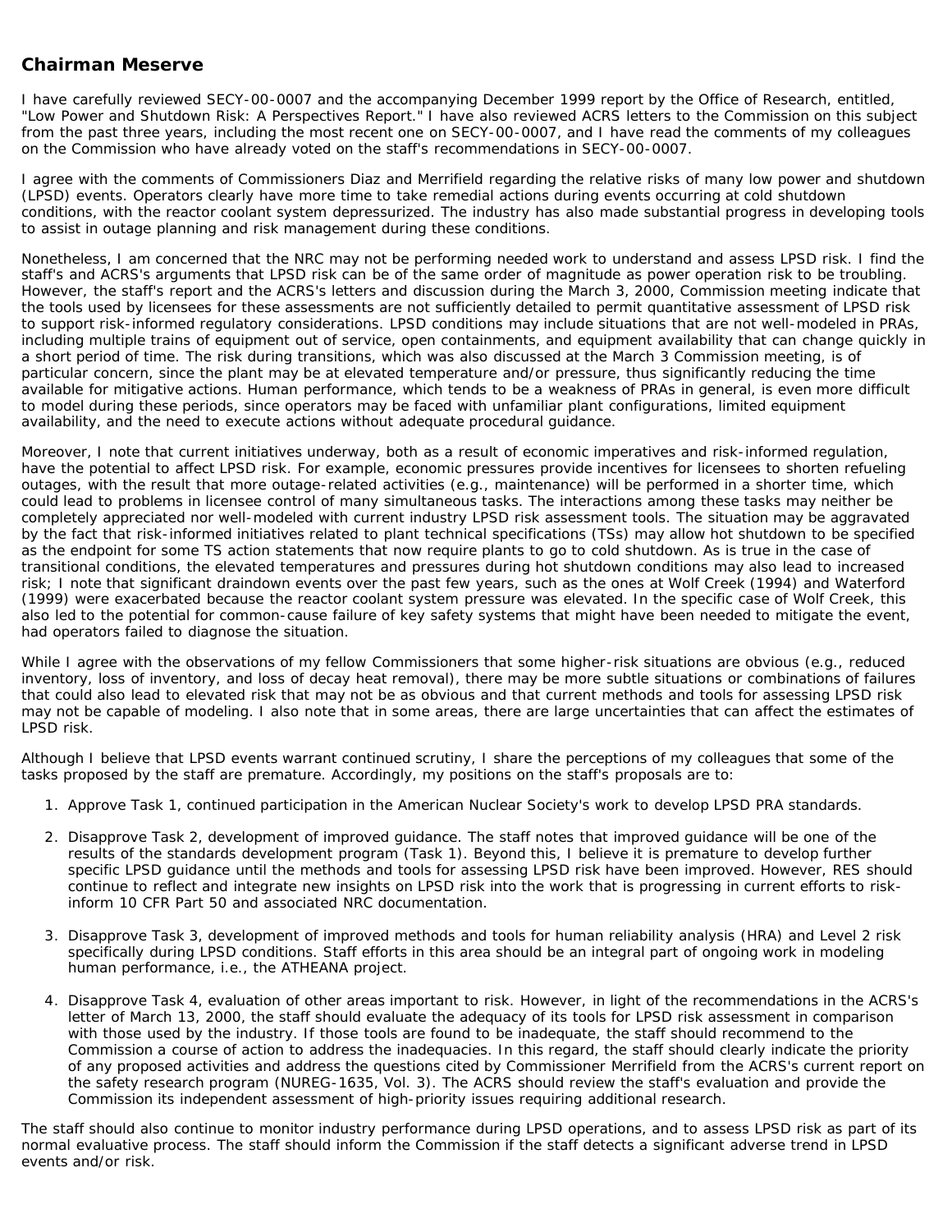## Chairman Meserve

I have carefully reviewed SECY-00-0007 and the accompanying December 1999 report by the Office of Research, entitled, "Low Power and Shutdown Risk: A Perspectives Report." I have also reviewed ACRS letters to the Commission on this subject from the past three years, including the most recent one on SECY-00-0007, and I have read the comments of my colleagues on the Commission who have already voted on the staff's recommendations in SECY-00-0007.

I agree with the comments of Commissioners Diaz and Merrifield regarding the relative risks of many low power and shutdown (LPSD) events. Operators clearly have more time to take remedial actions during events occurring at cold shutdown conditions, with the reactor coolant system depressurized. The industry has also made substantial progress in developing tools to assist in outage planning and risk management during these conditions.

Nonetheless, I am concerned that the NRC may not be performing needed work to understand and assess LPSD risk. I find the staff's and ACRS's arguments that LPSD risk can be of the same order of magnitude as power operation risk to be troubling. However, the staff's report and the ACRS's letters and discussion during the March 3, 2000, Commission meeting indicate that the tools used by licensees for these assessments are not sufficiently detailed to permit quantitative assessment of LPSD risk to support risk-informed regulatory considerations. LPSD conditions may include situations that are not well-modeled in PRAs, including multiple trains of equipment out of service, open containments, and equipment availability that can change quickly in a short period of time. The risk during transitions, which was also discussed at the March 3 Commission meeting, is of particular concern, since the plant may be at elevated temperature and/or pressure, thus significantly reducing the time available for mitigative actions. Human performance, which tends to be a weakness of PRAs in general, is even more difficult to model during these periods, since operators may be faced with unfamiliar plant configurations, limited equipment availability, and the need to execute actions without adequate procedural guidance.

Moreover, I note that current initiatives underway, both as a result of economic imperatives and risk-informed regulation, have the potential to affect LPSD risk. For example, economic pressures provide incentives for licensees to shorten refueling outages, with the result that more outage-related activities (e.g., maintenance) will be performed in a shorter time, which could lead to problems in licensee control of many simultaneous tasks. The interactions among these tasks may neither be completely appreciated nor well-modeled with current industry LPSD risk assessment tools. The situation may be aggravated by the fact that risk-informed initiatives related to plant technical specifications (TSs) may allow hot shutdown to be specified as the endpoint for some TS action statements that now require plants to go to cold shutdown. As is true in the case of transitional conditions, the elevated temperatures and pressures during hot shutdown conditions may also lead to increased risk; I note that significant draindown events over the past few years, such as the ones at Wolf Creek (1994) and Waterford (1999) were exacerbated because the reactor coolant system pressure was elevated. In the specific case of Wolf Creek, this also led to the potential for common-cause failure of key safety systems that might have been needed to mitigate the event, had operators failed to diagnose the situation.

While I agree with the observations of my fellow Commissioners that some higher-risk situations are obvious (e.g., reduced inventory, loss of inventory, and loss of decay heat removal), there may be more subtle situations or combinations of failures that could also lead to elevated risk that may not be as obvious and that current methods and tools for assessing LPSD risk may not be capable of modeling. I also note that in some areas, there are large uncertainties that can affect the estimates of LPSD risk.

Although I believe that LPSD events warrant continued scrutiny, I share the perceptions of my colleagues that some of the tasks proposed by the staff are premature. Accordingly, my positions on the staff's proposals are to:

1. Approve Task 1, continued participation in the American Nuclear Society's work to develop LPSD PRA standards.

2. Disapprove Task 2, development of improved guidance. The staff notes that improved guidance will be one of the results of the standards development program (Task 1). Beyond this, I believe it is premature to develop further specific LPSD guidance until the methods and tools for assessing LPSD risk have been improved. However, RES should continue to reflect and integrate new insights on LPSD risk into the work that is progressing in current efforts to risk-inform 10 CFR Part 50 and associated NRC documentation.

3. Disapprove Task 3, development of improved methods and tools for human reliability analysis (HRA) and Level 2 risk specifically during LPSD conditions. Staff efforts in this area should be an integral part of ongoing work in modeling human performance, i.e., the ATHEANA project.

4. Disapprove Task 4, evaluation of other areas important to risk. However, in light of the recommendations in the ACRS's letter of March 13, 2000, the staff should evaluate the adequacy of its tools for LPSD risk assessment in comparison with those used by the industry. If those tools are found to be inadequate, the staff should recommend to the Commission a course of action to address the inadequacies. In this regard, the staff should clearly indicate the priority of any proposed activities and address the questions cited by Commissioner Merrifield from the ACRS's current report on the safety research program (NUREG-1635, Vol. 3). The ACRS should review the staff's evaluation and provide the Commission its independent assessment of high-priority issues requiring additional research.

The staff should also continue to monitor industry performance during LPSD operations, and to assess LPSD risk as part of its normal evaluative process. The staff should inform the Commission if the staff detects a significant adverse trend in LPSD events and/or risk.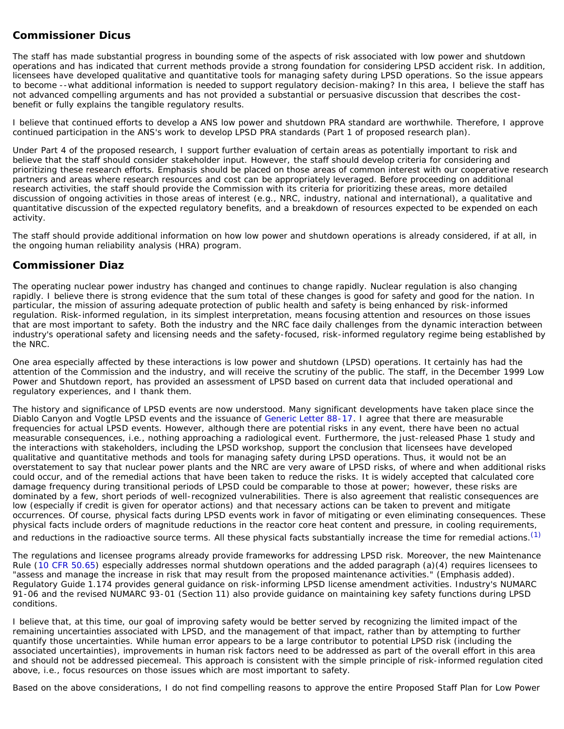## Commissioner Dicus

The staff has made substantial progress in bounding some of the aspects of risk associated with low power and shutdown operations and has indicated that current methods provide a strong foundation for considering LPSD accident risk. In addition, licensees have developed qualitative and quantitative tools for managing safety during LPSD operations. So the issue appears to become --what additional information is needed to support regulatory decision-making? In this area, I believe the staff has not advanced compelling arguments and has not provided a substantial or persuasive discussion that describes the cost-benefit or fully explains the tangible regulatory results.

I believe that continued efforts to develop a ANS low power and shutdown PRA standard are worthwhile. Therefore, I approve continued participation in the ANS's work to develop LPSD PRA standards (Part 1 of proposed research plan).

Under Part 4 of the proposed research, I support further evaluation of certain areas as potentially important to risk and believe that the staff should consider stakeholder input. However, the staff should develop criteria for considering and prioritizing these research efforts. Emphasis should be placed on those areas of common interest with our cooperative research partners and areas where research resources and cost can be appropriately leveraged. Before proceeding on additional research activities, the staff should provide the Commission with its criteria for prioritizing these areas, more detailed discussion of ongoing activities in those areas of interest (e.g., NRC, industry, national and international), a qualitative and quantitative discussion of the expected regulatory benefits, and a breakdown of resources expected to be expended on each activity.

The staff should provide additional information on how low power and shutdown operations is already considered, if at all, in the ongoing human reliability analysis (HRA) program.

## Commissioner Diaz

The operating nuclear power industry has changed and continues to change rapidly. Nuclear regulation is also changing rapidly. I believe there is strong evidence that the sum total of these changes is good for safety and good for the nation. In particular, the mission of assuring adequate protection of public health and safety is being enhanced by risk-informed regulation. Risk-informed regulation, in its simplest interpretation, means focusing attention and resources on those issues that are most important to safety. Both the industry and the NRC face daily challenges from the dynamic interaction between industry's operational safety and licensing needs and the safety-focused, risk-informed regulatory regime being established by the NRC.

One area especially affected by these interactions is low power and shutdown (LPSD) operations. It certainly has had the attention of the Commission and the industry, and will receive the scrutiny of the public. The staff, in the December 1999 Low Power and Shutdown report, has provided an assessment of LPSD based on current data that included operational and regulatory experiences, and I thank them.

The history and significance of LPSD events are now understood. Many significant developments have taken place since the Diablo Canyon and Vogtle LPSD events and the issuance of Generic Letter 88-17. I agree that there are measurable frequencies for actual LPSD events. However, although there are potential risks in any event, there have been no actual measurable consequences, i.e., nothing approaching a radiological event. Furthermore, the just-released Phase 1 study and the interactions with stakeholders, including the LPSD workshop, support the conclusion that licensees have developed qualitative and quantitative methods and tools for managing safety during LPSD operations. Thus, it would not be an overstatement to say that nuclear power plants and the NRC are very aware of LPSD risks, of where and when additional risks could occur, and of the remedial actions that have been taken to reduce the risks. It is widely accepted that calculated core damage frequency during transitional periods of LPSD could be comparable to those at power; however, these risks are dominated by a few, short periods of well-recognized vulnerabilities. There is also agreement that realistic consequences are low (especially if credit is given for operator actions) and that necessary actions can be taken to prevent and mitigate occurrences. Of course, physical facts during LPSD events work in favor of mitigating or even eliminating consequences. These physical facts include orders of magnitude reductions in the reactor core heat content and pressure, in cooling requirements, and reductions in the radioactive source terms. All these physical facts substantially increase the time for remedial actions.(1)

The regulations and licensee programs already provide frameworks for addressing LPSD risk. Moreover, the new Maintenance Rule (10 CFR 50.65) especially addresses normal shutdown operations and the added paragraph (a)(4) requires licensees to "assess and manage the increase in risk that may result from the proposed maintenance activities." (Emphasis added). Regulatory Guide 1.174 provides general guidance on risk-informing LPSD license amendment activities. Industry's NUMARC 91-06 and the revised NUMARC 93-01 (Section 11) also provide guidance on maintaining key safety functions during LPSD conditions.

I believe that, at this time, our goal of improving safety would be better served by recognizing the limited impact of the remaining uncertainties associated with LPSD, and the management of that impact, rather than by attempting to further quantify those uncertainties. While human error appears to be a large contributor to potential LPSD risk (including the associated uncertainties), improvements in human risk factors need to be addressed as part of the overall effort in this area and should not be addressed piecemeal. This approach is consistent with the simple principle of risk-informed regulation cited above, i.e., focus resources on those issues which are most important to safety.

Based on the above considerations, I do not find compelling reasons to approve the entire Proposed Staff Plan for Low Power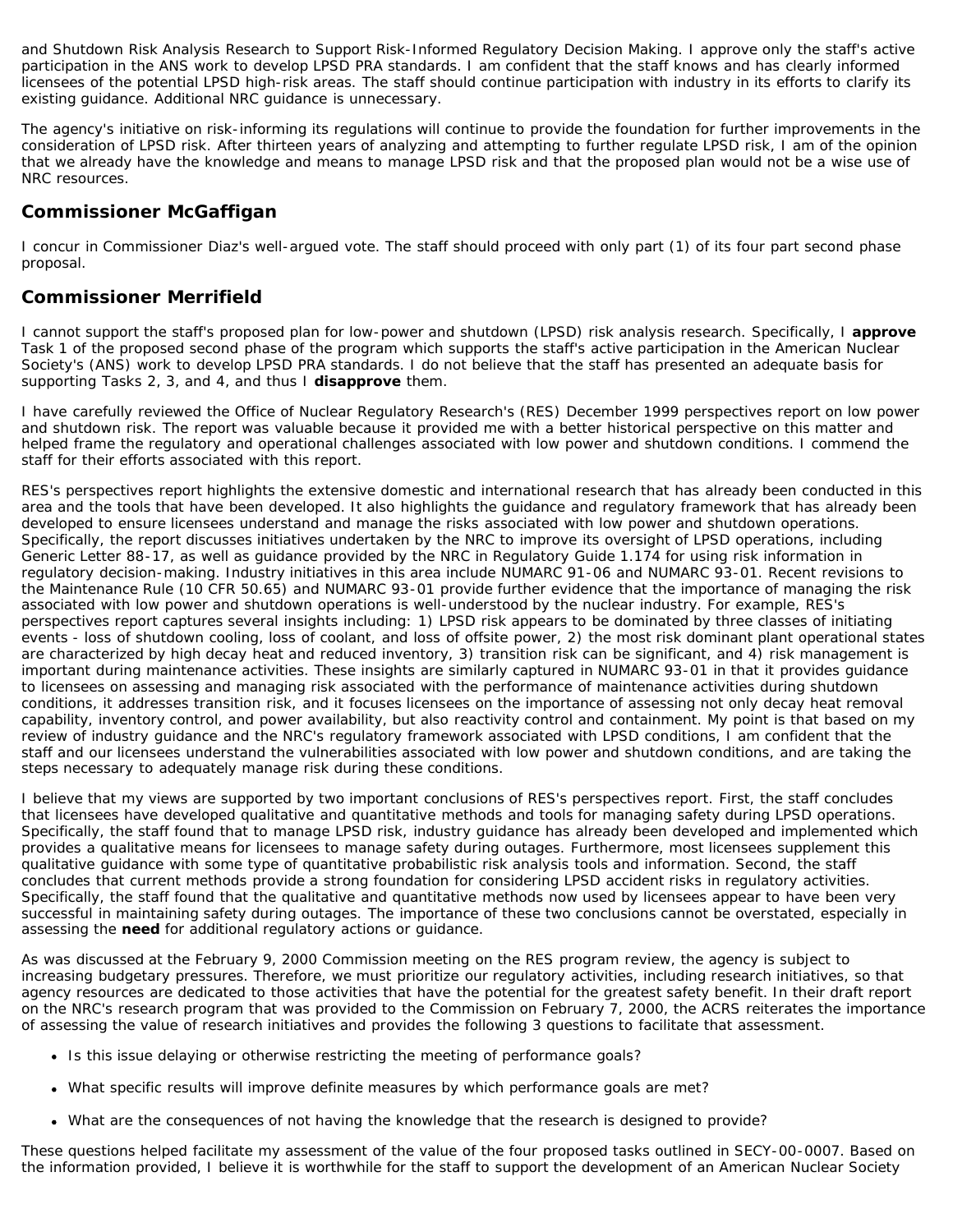and Shutdown Risk Analysis Research to Support Risk-Informed Regulatory Decision Making. I approve only the staff's active participation in the ANS work to develop LPSD PRA standards. I am confident that the staff knows and has clearly informed licensees of the potential LPSD high-risk areas. The staff should continue participation with industry in its efforts to clarify its existing guidance. Additional NRC guidance is unnecessary.

The agency's initiative on risk-informing its regulations will continue to provide the foundation for further improvements in the consideration of LPSD risk. After thirteen years of analyzing and attempting to further regulate LPSD risk, I am of the opinion that we already have the knowledge and means to manage LPSD risk and that the proposed plan would not be a wise use of NRC resources.

## Commissioner McGaffigan

I concur in Commissioner Diaz's well-argued vote. The staff should proceed with only part (1) of its four part second phase proposal.

## Commissioner Merrifield

I cannot support the staff's proposed plan for low-power and shutdown (LPSD) risk analysis research. Specifically, I **approve** Task 1 of the proposed second phase of the program which supports the staff's active participation in the American Nuclear Society's (ANS) work to develop LPSD PRA standards. I do not believe that the staff has presented an adequate basis for supporting Tasks 2, 3, and 4, and thus I **disapprove** them.

I have carefully reviewed the Office of Nuclear Regulatory Research's (RES) December 1999 perspectives report on low power and shutdown risk. The report was valuable because it provided me with a better historical perspective on this matter and helped frame the regulatory and operational challenges associated with low power and shutdown conditions. I commend the staff for their efforts associated with this report.

RES's perspectives report highlights the extensive domestic and international research that has already been conducted in this area and the tools that have been developed. It also highlights the guidance and regulatory framework that has already been developed to ensure licensees understand and manage the risks associated with low power and shutdown operations. Specifically, the report discusses initiatives undertaken by the NRC to improve its oversight of LPSD operations, including Generic Letter 88-17, as well as guidance provided by the NRC in Regulatory Guide 1.174 for using risk information in regulatory decision-making. Industry initiatives in this area include NUMARC 91-06 and NUMARC 93-01. Recent revisions to the Maintenance Rule (10 CFR 50.65) and NUMARC 93-01 provide further evidence that the importance of managing the risk associated with low power and shutdown operations is well-understood by the nuclear industry. For example, RES's perspectives report captures several insights including: 1) LPSD risk appears to be dominated by three classes of initiating events - loss of shutdown cooling, loss of coolant, and loss of offsite power, 2) the most risk dominant plant operational states are characterized by high decay heat and reduced inventory, 3) transition risk can be significant, and 4) risk management is important during maintenance activities. These insights are similarly captured in NUMARC 93-01 in that it provides guidance to licensees on assessing and managing risk associated with the performance of maintenance activities during shutdown conditions, it addresses transition risk, and it focuses licensees on the importance of assessing not only decay heat removal capability, inventory control, and power availability, but also reactivity control and containment. My point is that based on my review of industry guidance and the NRC's regulatory framework associated with LPSD conditions, I am confident that the staff and our licensees understand the vulnerabilities associated with low power and shutdown conditions, and are taking the steps necessary to adequately manage risk during these conditions.

I believe that my views are supported by two important conclusions of RES's perspectives report. First, the staff concludes that licensees have developed qualitative and quantitative methods and tools for managing safety during LPSD operations. Specifically, the staff found that to manage LPSD risk, industry guidance has already been developed and implemented which provides a qualitative means for licensees to manage safety during outages. Furthermore, most licensees supplement this qualitative guidance with some type of quantitative probabilistic risk analysis tools and information. Second, the staff concludes that current methods provide a strong foundation for considering LPSD accident risks in regulatory activities. Specifically, the staff found that the qualitative and quantitative methods now used by licensees appear to have been very successful in maintaining safety during outages. The importance of these two conclusions cannot be overstated, especially in assessing the **need** for additional regulatory actions or guidance.

As was discussed at the February 9, 2000 Commission meeting on the RES program review, the agency is subject to increasing budgetary pressures. Therefore, we must prioritize our regulatory activities, including research initiatives, so that agency resources are dedicated to those activities that have the potential for the greatest safety benefit. In their draft report on the NRC's research program that was provided to the Commission on February 7, 2000, the ACRS reiterates the importance of assessing the value of research initiatives and provides the following 3 questions to facilitate that assessment.

- Is this issue delaying or otherwise restricting the meeting of performance goals?
- What specific results will improve definite measures by which performance goals are met?
- What are the consequences of not having the knowledge that the research is designed to provide?

These questions helped facilitate my assessment of the value of the four proposed tasks outlined in SECY-00-0007. Based on the information provided, I believe it is worthwhile for the staff to support the development of an American Nuclear Society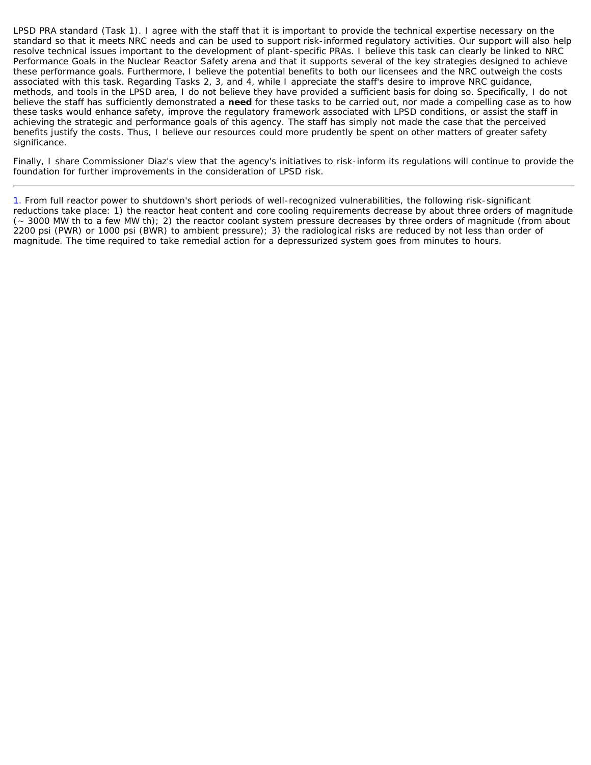LPSD PRA standard (Task 1). I agree with the staff that it is important to provide the technical expertise necessary on the standard so that it meets NRC needs and can be used to support risk-informed regulatory activities. Our support will also help resolve technical issues important to the development of plant-specific PRAs. I believe this task can clearly be linked to NRC Performance Goals in the Nuclear Reactor Safety arena and that it supports several of the key strategies designed to achieve these performance goals. Furthermore, I believe the potential benefits to both our licensees and the NRC outweigh the costs associated with this task. Regarding Tasks 2, 3, and 4, while I appreciate the staff's desire to improve NRC guidance, methods, and tools in the LPSD area, I do not believe they have provided a sufficient basis for doing so. Specifically, I do not believe the staff has sufficiently demonstrated a **need** for these tasks to be carried out, nor made a compelling case as to how these tasks would enhance safety, improve the regulatory framework associated with LPSD conditions, or assist the staff in achieving the strategic and performance goals of this agency. The staff has simply not made the case that the perceived benefits justify the costs. Thus, I believe our resources could more prudently be spent on other matters of greater safety significance.

Finally, I share Commissioner Diaz's view that the agency's initiatives to risk-inform its regulations will continue to provide the foundation for further improvements in the consideration of LPSD risk.

---

1. From full reactor power to shutdown's short periods of well-recognized vulnerabilities, the following risk-significant reductions take place: 1) the reactor heat content and core cooling requirements decrease by about three orders of magnitude (~ 3000 MW th to a few MW th); 2) the reactor coolant system pressure decreases by three orders of magnitude (from about 2200 psi (PWR) or 1000 psi (BWR) to ambient pressure); 3) the radiological risks are reduced by not less than order of magnitude. The time required to take remedial action for a depressurized system goes from minutes to hours.